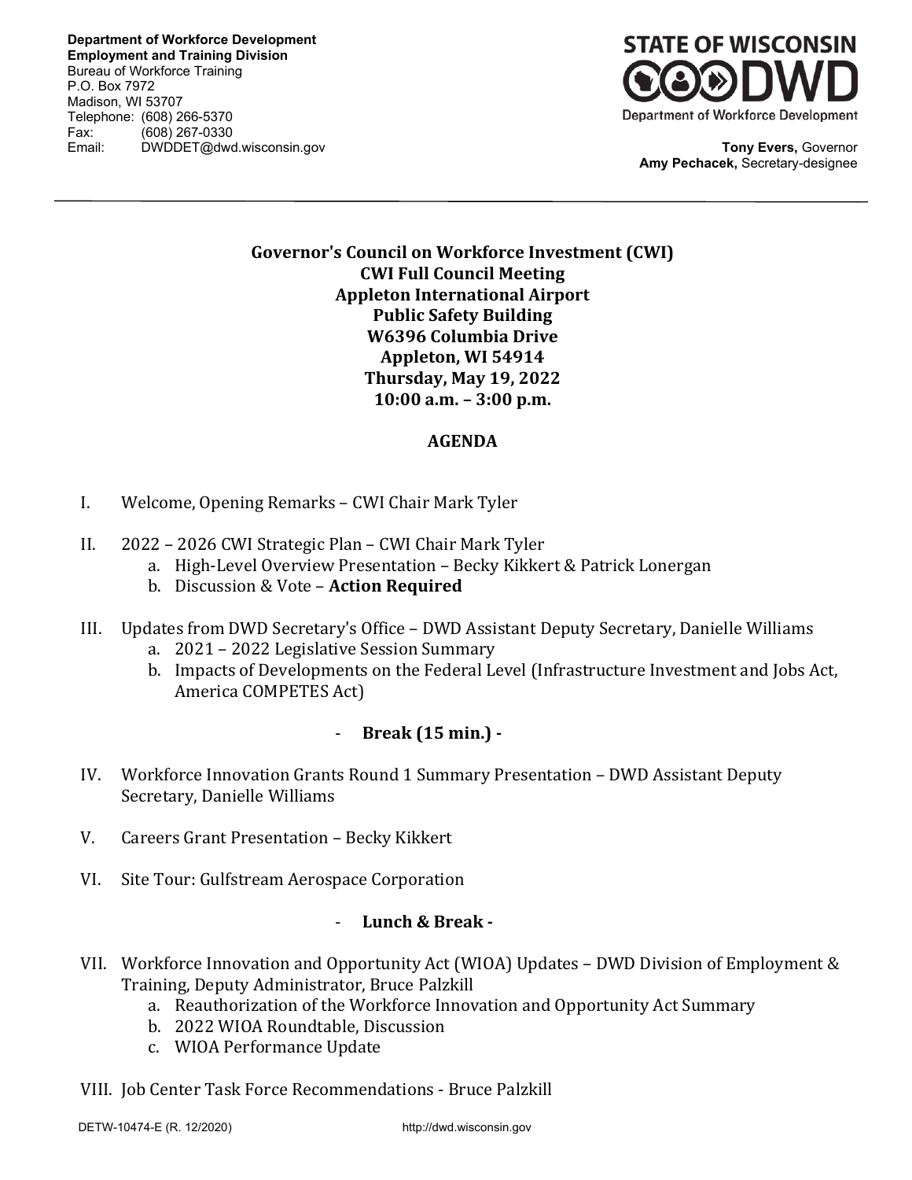**Department of Workforce Development**
**Employment and Training Division**
Bureau of Workforce Training
P.O. Box 7972
Madison, WI 53707
Telephone: (608) 266-5370
Fax: (608) 267-0330
Email: DWDDET@dwd.wisconsin.gov

**STATE OF WISCONSIN DWD**
Department of Workforce Development

**Tony Evers,** Governor
**Amy Pechacek,** Secretary-designee

---

**Governor's Council on Workforce Investment (CWI)**
**CWI Full Council Meeting**
**Appleton International Airport**
**Public Safety Building**
**W6396 Columbia Drive**
**Appleton, WI 54914**
**Thursday, May 19, 2022**
**10:00 a.m. – 3:00 p.m.**

## AGENDA

I. Welcome, Opening Remarks – CWI Chair Mark Tyler

II. 2022 – 2026 CWI Strategic Plan – CWI Chair Mark Tyler
   a. High-Level Overview Presentation – Becky Kikkert & Patrick Lonergan
   b. Discussion & Vote – **Action Required**

III. Updates from DWD Secretary's Office – DWD Assistant Deputy Secretary, Danielle Williams
   a. 2021 – 2022 Legislative Session Summary
   b. Impacts of Developments on the Federal Level (Infrastructure Investment and Jobs Act, America COMPETES Act)

- **Break (15 min.) -**

IV. Workforce Innovation Grants Round 1 Summary Presentation – DWD Assistant Deputy Secretary, Danielle Williams

V. Careers Grant Presentation – Becky Kikkert

VI. Site Tour: Gulfstream Aerospace Corporation

- **Lunch & Break -**

VII. Workforce Innovation and Opportunity Act (WIOA) Updates – DWD Division of Employment & Training, Deputy Administrator, Bruce Palzkill
   a. Reauthorization of the Workforce Innovation and Opportunity Act Summary
   b. 2022 WIOA Roundtable, Discussion
   c. WIOA Performance Update

VIII. Job Center Task Force Recommendations - Bruce Palzkill

DETW-10474-E (R. 12/2020) http://dwd.wisconsin.gov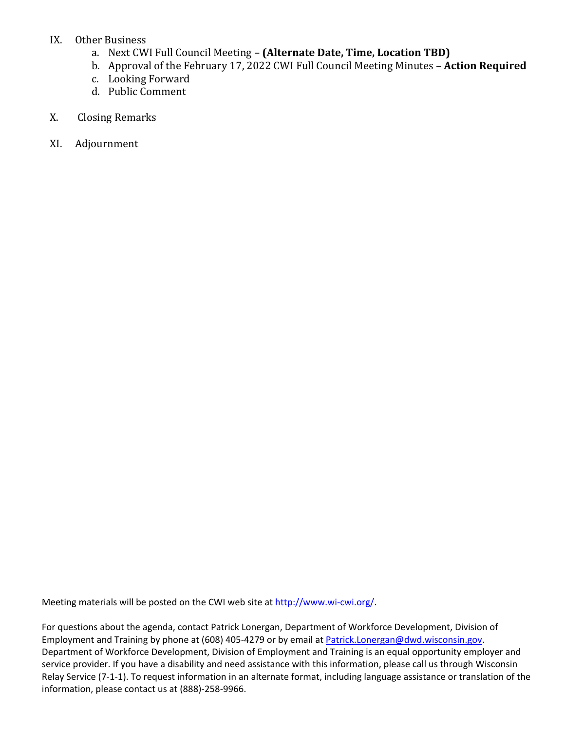IX. Other Business
   a. Next CWI Full Council Meeting – **(Alternate Date, Time, Location TBD)**
   b. Approval of the February 17, 2022 CWI Full Council Meeting Minutes – **Action Required**
   c. Looking Forward
   d. Public Comment

X. Closing Remarks

XI. Adjournment

Meeting materials will be posted on the CWI web site at http://www.wi-cwi.org/.

For questions about the agenda, contact Patrick Lonergan, Department of Workforce Development, Division of Employment and Training by phone at (608) 405-4279 or by email at Patrick.Lonergan@dwd.wisconsin.gov. Department of Workforce Development, Division of Employment and Training is an equal opportunity employer and service provider. If you have a disability and need assistance with this information, please call us through Wisconsin Relay Service (7-1-1). To request information in an alternate format, including language assistance or translation of the information, please contact us at (888)-258-9966.